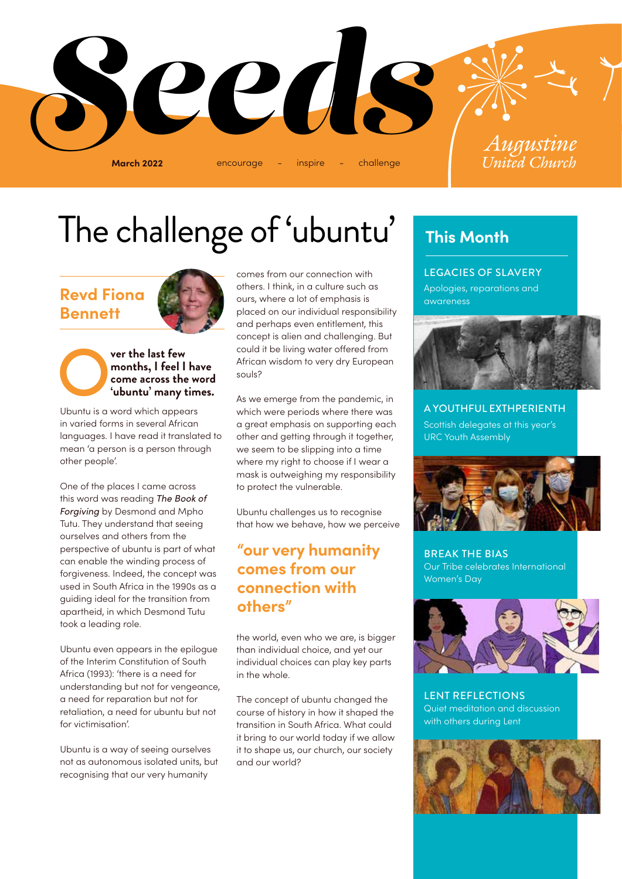# Seeds

**March 2022** encourage – inspire – challenge

Augustine United Church

# The challenge of 'ubuntu'

## Revd Fiona Bennett

**Over the last few months, I feel I have come across the word 'ubuntu' many times.**

Ubuntu is a word which appears in varied forms in several African languages. I have read it translated to mean 'a person is a person through other people'.

One of the places I came across this word was reading *The Book of Forgiving* by Desmond and Mpho Tutu. They understand that seeing ourselves and others from the perspective of ubuntu is part of what can enable the winding process of forgiveness. Indeed, the concept was used in South Africa in the 1990s as a guiding ideal for the transition from apartheid, in which Desmond Tutu took a leading role.

Ubuntu even appears in the epilogue of the Interim Constitution of South Africa (1993): 'there is a need for understanding but not for vengeance, a need for reparation but not for retaliation, a need for ubuntu but not for victimisation'.

Ubuntu is a way of seeing ourselves not as autonomous isolated units, but recognising that our very humanity comes from our connection with others. I think, in a culture such as ours, where a lot of emphasis is placed on our individual responsibility and perhaps even entitlement, this concept is alien and challenging. But could it be living water offered from African wisdom to very dry European souls?

As we emerge from the pandemic, in which were periods where there was a great emphasis on supporting each other and getting through it together, we seem to be slipping into a time where my right to choose if I wear a mask is outweighing my responsibility to protect the vulnerable.

Ubuntu challenges us to recognise that how we behave, how we perceive the world, even who we are, is bigger than individual choice, and yet our individual choices can play key parts in the whole.

> **"our very humanity comes from our connection with others"**

The concept of ubuntu changed the course of history in how it shaped the transition in South Africa. What could it bring to our world today if we allow it to shape us, our church, our society and our world?

## This Month

**LEGACIES OF SLAVERY**
Apologies, reparations and awareness

**A YOUTHFUL EXTHPERIENTH**
Scottish delegates at this year's URC Youth Assembly

**BREAK THE BIAS**
Our Tribe celebrates International Women's Day

**LENT REFLECTIONS**
Quiet meditation and discussion with others during Lent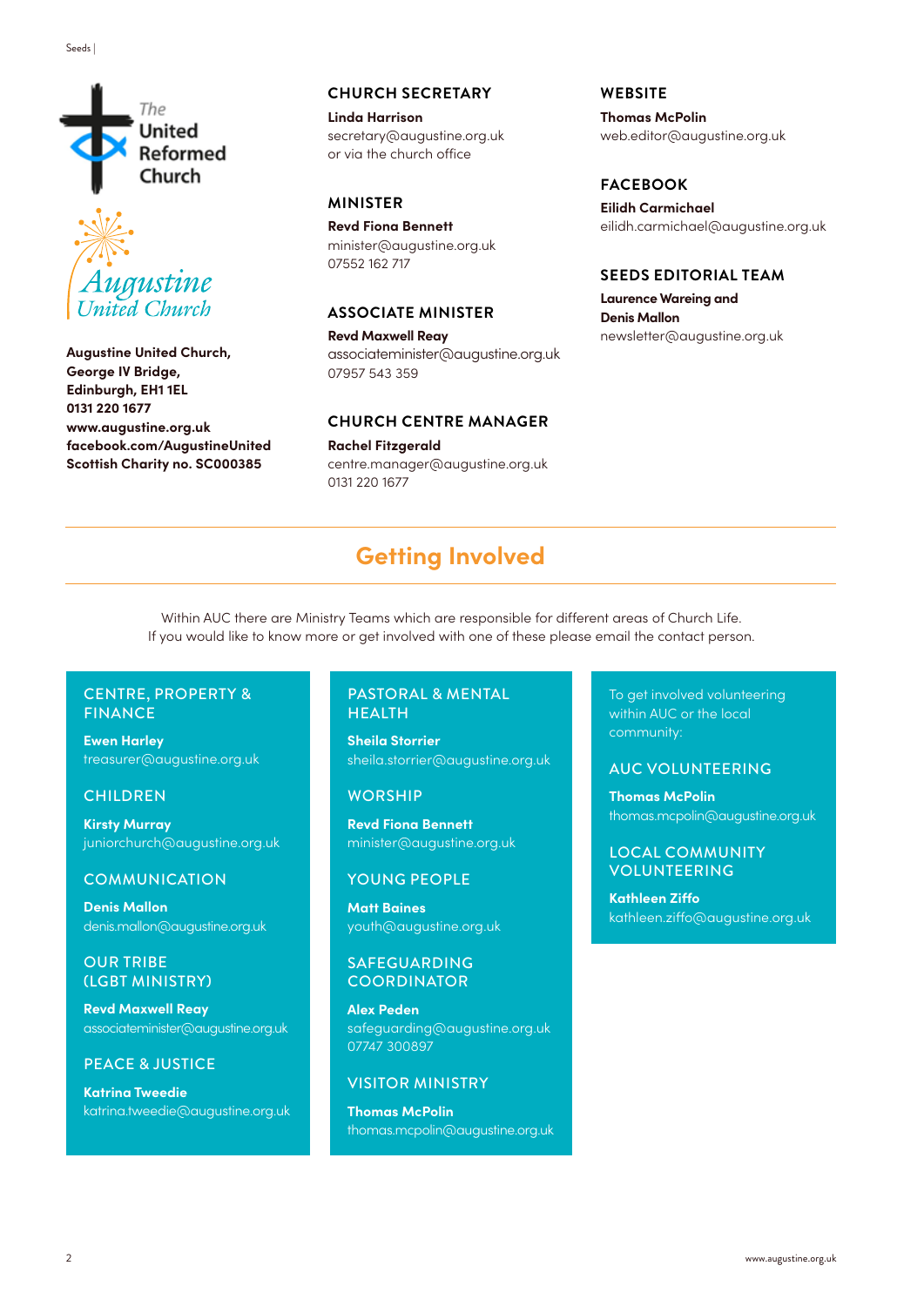The United Reformed Church

Augustine United Church

**Augustine United Church,**
**George IV Bridge,**
**Edinburgh, EH1 1EL**
**0131 220 1677**
**www.augustine.org.uk**
**facebook.com/AugustineUnited**
**Scottish Charity no. SC000385**

### CHURCH SECRETARY

**Linda Harrison**
secretary@augustine.org.uk
or via the church office

### MINISTER

**Revd Fiona Bennett**
minister@augustine.org.uk
07552 162 717

### ASSOCIATE MINISTER

**Revd Maxwell Reay**
associateminister@augustine.org.uk
07957 543 359

### CHURCH CENTRE MANAGER

**Rachel Fitzgerald**
centre.manager@augustine.org.uk
0131 220 1677

### WEBSITE

**Thomas McPolin**
web.editor@augustine.org.uk

### FACEBOOK

**Eilidh Carmichael**
eilidh.carmichael@augustine.org.uk

### SEEDS EDITORIAL TEAM

**Laurence Wareing and**
**Denis Mallon**
newsletter@augustine.org.uk

## Getting Involved

Within AUC there are Ministry Teams which are responsible for different areas of Church Life.
If you would like to know more or get involved with one of these please email the contact person.

### CENTRE, PROPERTY & FINANCE

**Ewen Harley**
treasurer@augustine.org.uk

### CHILDREN

**Kirsty Murray**
juniorchurch@augustine.org.uk

### COMMUNICATION

**Denis Mallon**
denis.mallon@augustine.org.uk

### OUR TRIBE (LGBT MINISTRY)

**Revd Maxwell Reay**
associateminister@augustine.org.uk

### PEACE & JUSTICE

**Katrina Tweedie**
katrina.tweedie@augustine.org.uk

### PASTORAL & MENTAL HEALTH

**Sheila Storrier**
sheila.storrier@augustine.org.uk

### WORSHIP

**Revd Fiona Bennett**
minister@augustine.org.uk

### YOUNG PEOPLE

**Matt Baines**
youth@augustine.org.uk

### SAFEGUARDING COORDINATOR

**Alex Peden**
safeguarding@augustine.org.uk
07747 300897

### VISITOR MINISTRY

**Thomas McPolin**
thomas.mcpolin@augustine.org.uk

To get involved volunteering within AUC or the local community:

### AUC VOLUNTEERING

**Thomas McPolin**
thomas.mcpolin@augustine.org.uk

### LOCAL COMMUNITY VOLUNTEERING

**Kathleen Ziffo**
kathleen.ziffo@augustine.org.uk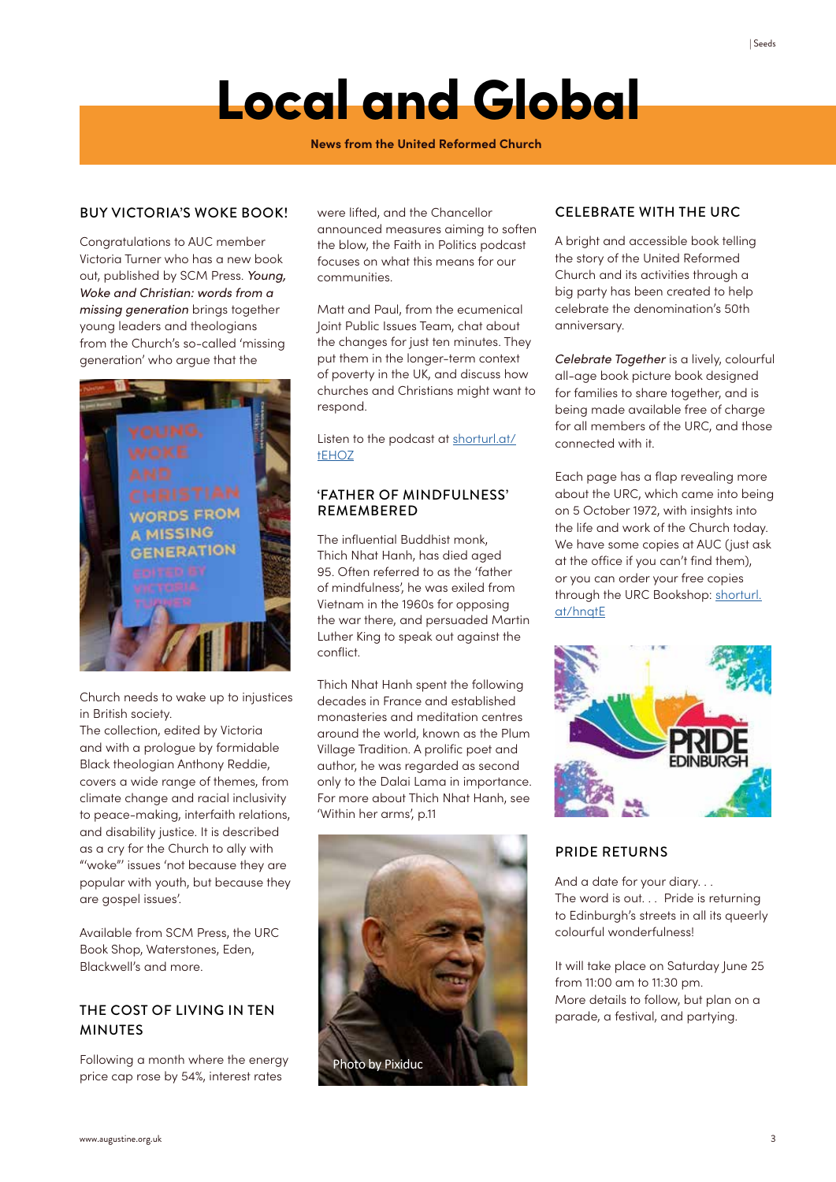# Local and Global

**News from the United Reformed Church**

## BUY VICTORIA'S WOKE BOOK!

Congratulations to AUC member Victoria Turner who has a new book out, published by SCM Press. *Young, Woke and Christian: words from a missing generation* brings together young leaders and theologians from the Church's so-called 'missing generation' who argue that the Church needs to wake up to injustices in British society.

The collection, edited by Victoria and with a prologue by formidable Black theologian Anthony Reddie, covers a wide range of themes, from climate change and racial inclusivity to peace-making, interfaith relations, and disability justice. It is described as a cry for the Church to ally with "'woke"' issues 'not because they are popular with youth, but because they are gospel issues'.

Available from SCM Press, the URC Book Shop, Waterstones, Eden, Blackwell's and more.

## THE COST OF LIVING IN TEN MINUTES

Following a month where the energy price cap rose by 54%, interest rates were lifted, and the Chancellor announced measures aiming to soften the blow, the Faith in Politics podcast focuses on what this means for our communities.

Matt and Paul, from the ecumenical Joint Public Issues Team, chat about the changes for just ten minutes. They put them in the longer-term context of poverty in the UK, and discuss how churches and Christians might want to respond.

Listen to the podcast at shorturl.at/tEHOZ

## 'FATHER OF MINDFULNESS' REMEMBERED

The influential Buddhist monk, Thich Nhat Hanh, has died aged 95. Often referred to as the 'father of mindfulness', he was exiled from Vietnam in the 1960s for opposing the war there, and persuaded Martin Luther King to speak out against the conflict.

Thich Nhat Hanh spent the following decades in France and established monasteries and meditation centres around the world, known as the Plum Village Tradition. A prolific poet and author, he was regarded as second only to the Dalai Lama in importance. For more about Thich Nhat Hanh, see 'Within her arms', p.11

Photo by Pixiduc

## CELEBRATE WITH THE URC

A bright and accessible book telling the story of the United Reformed Church and its activities through a big party has been created to help celebrate the denomination's 50th anniversary.

*Celebrate Together* is a lively, colourful all-age book picture book designed for families to share together, and is being made available free of charge for all members of the URC, and those connected with it.

Each page has a flap revealing more about the URC, which came into being on 5 October 1972, with insights into the life and work of the Church today. We have some copies at AUC (just ask at the office if you can't find them), or you can order your free copies through the URC Bookshop: shorturl.at/hnqtE

## PRIDE RETURNS

And a date for your diary. . .
The word is out. . . Pride is returning to Edinburgh's streets in all its queerly colourful wonderfulness!

It will take place on Saturday June 25 from 11:00 am to 11:30 pm.
More details to follow, but plan on a parade, a festival, and partying.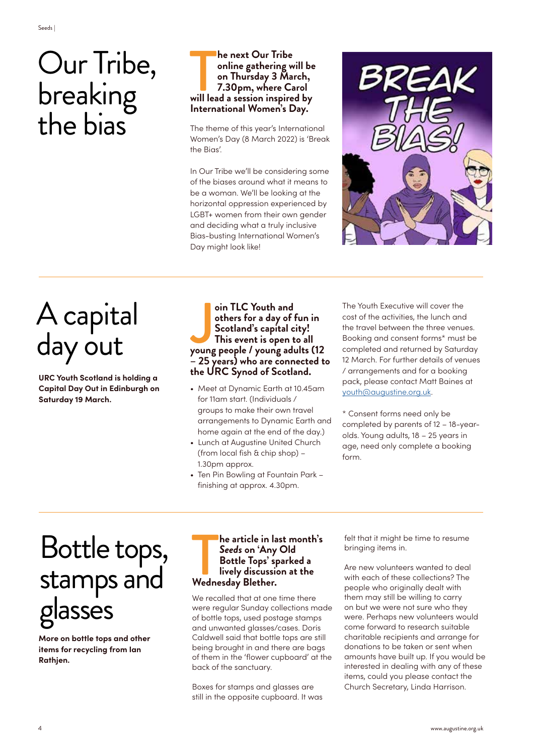# Our Tribe, breaking the bias

**The next Our Tribe online gathering will be on Thursday 3 March, 7.30pm, where Carol will lead a session inspired by International Women's Day.**

The theme of this year's International Women's Day (8 March 2022) is 'Break the Bias'.

In Our Tribe we'll be considering some of the biases around what it means to be a woman. We'll be looking at the horizontal oppression experienced by LGBT+ women from their own gender and deciding what a truly inclusive Bias-busting International Women's Day might look like!

# A capital day out

**URC Youth Scotland is holding a Capital Day Out in Edinburgh on Saturday 19 March.**

**Join TLC Youth and others for a day of fun in Scotland's capital city! This event is open to all young people / young adults (12 – 25 years) who are connected to the URC Synod of Scotland.**

- Meet at Dynamic Earth at 10.45am for 11am start. (Individuals / groups to make their own travel arrangements to Dynamic Earth and home again at the end of the day.)
- Lunch at Augustine United Church (from local fish & chip shop) – 1.30pm approx.
- Ten Pin Bowling at Fountain Park – finishing at approx. 4.30pm.

The Youth Executive will cover the cost of the activities, the lunch and the travel between the three venues. Booking and consent forms* must be completed and returned by Saturday 12 March. For further details of venues / arrangements and for a booking pack, please contact Matt Baines at youth@augustine.org.uk.

* Consent forms need only be completed by parents of 12 – 18-year-olds. Young adults, 18 – 25 years in age, need only complete a booking form.

# Bottle tops, stamps and glasses

**More on bottle tops and other items for recycling from Ian Rathjen.**

**The article in last month's *Seeds* on 'Any Old Bottle Tops' sparked a lively discussion at the Wednesday Blether.**

We recalled that at one time there were regular Sunday collections made of bottle tops, used postage stamps and unwanted glasses/cases. Doris Caldwell said that bottle tops are still being brought in and there are bags of them in the 'flower cupboard' at the back of the sanctuary.

Boxes for stamps and glasses are still in the opposite cupboard. It was felt that it might be time to resume bringing items in.

Are new volunteers wanted to deal with each of these collections? The people who originally dealt with them may still be willing to carry on but we were not sure who they were. Perhaps new volunteers would come forward to research suitable charitable recipients and arrange for donations to be taken or sent when amounts have built up. If you would be interested in dealing with any of these items, could you please contact the Church Secretary, Linda Harrison.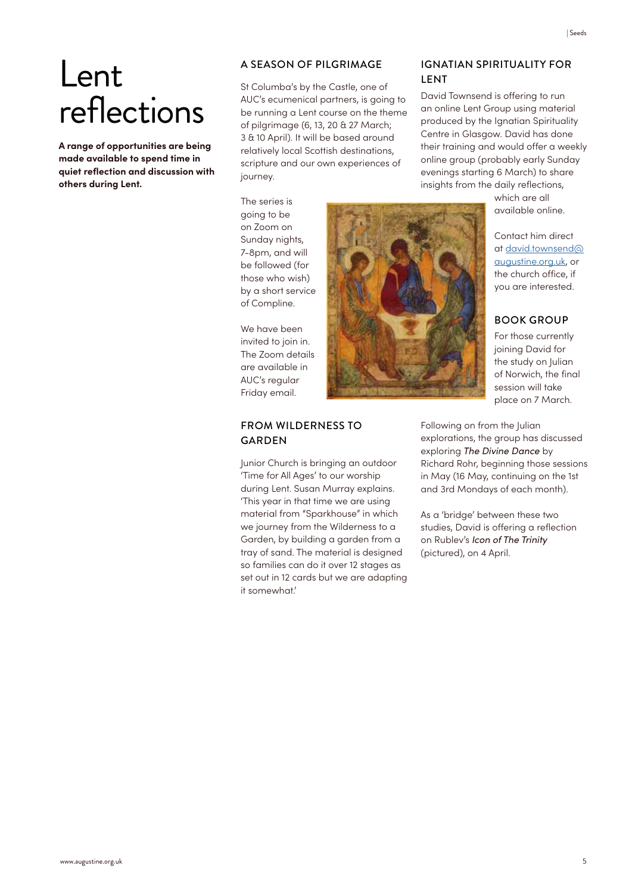# Lent reflections

**A range of opportunities are being made available to spend time in quiet reflection and discussion with others during Lent.**

## A SEASON OF PILGRIMAGE

St Columba's by the Castle, one of AUC's ecumenical partners, is going to be running a Lent course on the theme of pilgrimage (6, 13, 20 & 27 March; 3 & 10 April). It will be based around relatively local Scottish destinations, scripture and our own experiences of journey.

The series is going to be on Zoom on Sunday nights, 7–8pm, and will be followed (for those who wish) by a short service of Compline.

We have been invited to join in. The Zoom details are available in AUC's regular Friday email.

## FROM WILDERNESS TO GARDEN

Junior Church is bringing an outdoor 'Time for All Ages' to our worship during Lent. Susan Murray explains. 'This year in that time we are using material from "Sparkhouse" in which we journey from the Wilderness to a Garden, by building a garden from a tray of sand. The material is designed so families can do it over 12 stages as set out in 12 cards but we are adapting it somewhat.'

## IGNATIAN SPIRITUALITY FOR LENT

David Townsend is offering to run an online Lent Group using material produced by the Ignatian Spirituality Centre in Glasgow. David has done their training and would offer a weekly online group (probably early Sunday evenings starting 6 March) to share insights from the daily reflections, which are all available online.

Contact him direct at david.townsend@augustine.org.uk, or the church office, if you are interested.

## BOOK GROUP

For those currently joining David for the study on Julian of Norwich, the final session will take place on 7 March.

Following on from the Julian explorations, the group has discussed exploring *The Divine Dance* by Richard Rohr, beginning those sessions in May (16 May, continuing on the 1st and 3rd Mondays of each month).

As a 'bridge' between these two studies, David is offering a reflection on Rublev's *Icon of The Trinity* (pictured), on 4 April.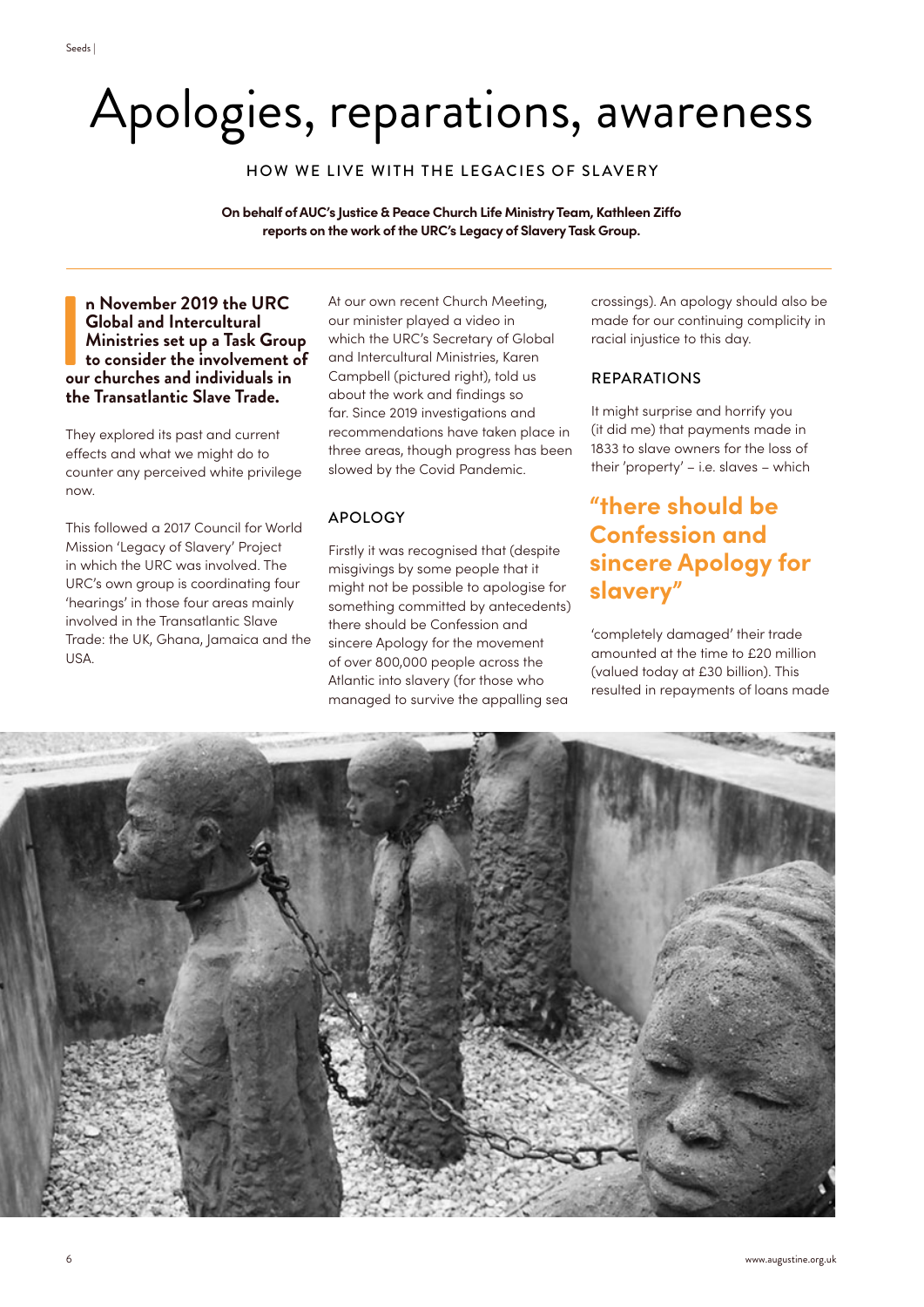# Apologies, reparations, awareness

## HOW WE LIVE WITH THE LEGACIES OF SLAVERY

**On behalf of AUC's Justice & Peace Church Life Ministry Team, Kathleen Ziffo reports on the work of the URC's Legacy of Slavery Task Group.**

**In November 2019 the URC Global and Intercultural Ministries set up a Task Group to consider the involvement of our churches and individuals in the Transatlantic Slave Trade.**

They explored its past and current effects and what we might do to counter any perceived white privilege now.

This followed a 2017 Council for World Mission 'Legacy of Slavery' Project in which the URC was involved. The URC's own group is coordinating four 'hearings' in those four areas mainly involved in the Transatlantic Slave Trade: the UK, Ghana, Jamaica and the USA.

At our own recent Church Meeting, our minister played a video in which the URC's Secretary of Global and Intercultural Ministries, Karen Campbell (pictured right), told us about the work and findings so far. Since 2019 investigations and recommendations have taken place in three areas, though progress has been slowed by the Covid Pandemic.

### APOLOGY

Firstly it was recognised that (despite misgivings by some people that it might not be possible to apologise for something committed by antecedents) there should be Confession and sincere Apology for the movement of over 800,000 people across the Atlantic into slavery (for those who managed to survive the appalling sea crossings). An apology should also be made for our continuing complicity in racial injustice to this day.

### REPARATIONS

It might surprise and horrify you (it did me) that payments made in 1833 to slave owners for the loss of their 'property' – i.e. slaves – which

> **"there should be Confession and sincere Apology for slavery"**

'completely damaged' their trade amounted at the time to £20 million (valued today at £30 billion). This resulted in repayments of loans made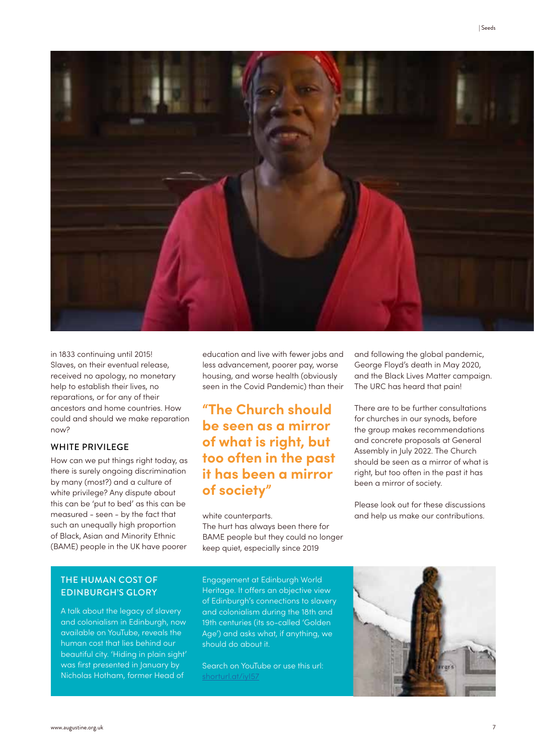in 1833 continuing until 2015! Slaves, on their eventual release, received no apology, no monetary help to establish their lives, no reparations, or for any of their ancestors and home countries. How could and should we make reparation now?

## WHITE PRIVILEGE

How can we put things right today, as there is surely ongoing discrimination by many (most?) and a culture of white privilege? Any dispute about this can be 'put to bed' as this can be measured - seen - by the fact that such an unequally high proportion of Black, Asian and Minority Ethnic (BAME) people in the UK have poorer education and live with fewer jobs and less advancement, poorer pay, worse housing, and worse health (obviously seen in the Covid Pandemic) than their white counterparts.

**"The Church should be seen as a mirror of what is right, but too often in the past it has been a mirror of society"**

The hurt has always been there for BAME people but they could no longer keep quiet, especially since 2019 and following the global pandemic, George Floyd's death in May 2020, and the Black Lives Matter campaign. The URC has heard that pain!

There are to be further consultations for churches in our synods, before the group makes recommendations and concrete proposals at General Assembly in July 2022. The Church should be seen as a mirror of what is right, but too often in the past it has been a mirror of society.

Please look out for these discussions and help us make our contributions.

## THE HUMAN COST OF EDINBURGH'S GLORY

A talk about the legacy of slavery and colonialism in Edinburgh, now available on YouTube, reveals the human cost that lies behind our beautiful city. 'Hiding in plain sight' was first presented in January by Nicholas Hotham, former Head of Engagement at Edinburgh World Heritage. It offers an objective view of Edinburgh's connections to slavery and colonialism during the 18th and 19th centuries (its so-called 'Golden Age') and asks what, if anything, we should do about it.

Search on YouTube or use this url: shorturl.at/iyI57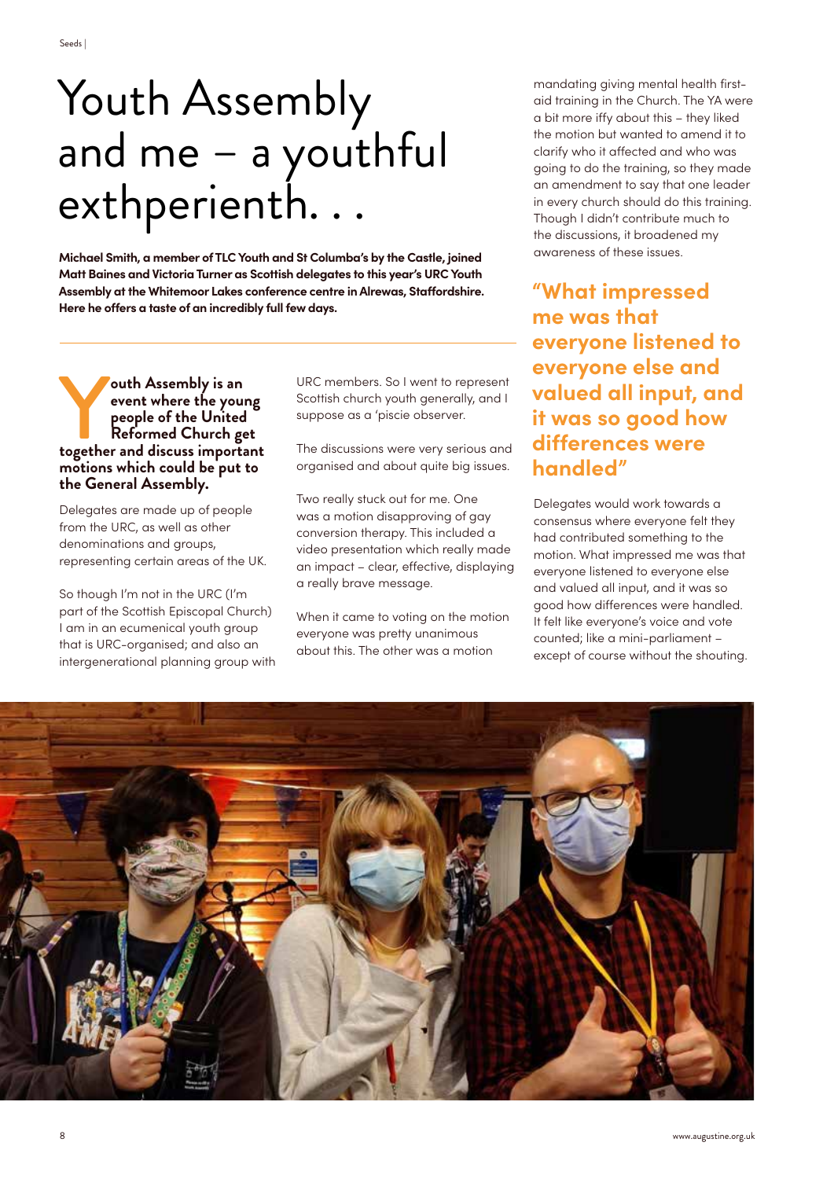# Youth Assembly and me – a youthful exthperienth. . .

**Michael Smith, a member of TLC Youth and St Columba's by the Castle, joined Matt Baines and Victoria Turner as Scottish delegates to this year's URC Youth Assembly at the Whitemoor Lakes conference centre in Alrewas, Staffordshire. Here he offers a taste of an incredibly full few days.**

**Youth Assembly is an event where the young people of the United Reformed Church get together and discuss important motions which could be put to the General Assembly.**

Delegates are made up of people from the URC, as well as other denominations and groups, representing certain areas of the UK.

So though I'm not in the URC (I'm part of the Scottish Episcopal Church) I am in an ecumenical youth group that is URC-organised; and also an intergenerational planning group with URC members. So I went to represent Scottish church youth generally, and I suppose as a 'piscie observer.

The discussions were very serious and organised and about quite big issues.

Two really stuck out for me. One was a motion disapproving of gay conversion therapy. This included a video presentation which really made an impact – clear, effective, displaying a really brave message.

When it came to voting on the motion everyone was pretty unanimous about this. The other was a motion mandating giving mental health first-aid training in the Church. The YA were a bit more iffy about this – they liked the motion but wanted to amend it to clarify who it affected and who was going to do the training, so they made an amendment to say that one leader in every church should do this training. Though I didn't contribute much to the discussions, it broadened my awareness of these issues.

**"What impressed me was that everyone listened to everyone else and valued all input, and it was so good how differences were handled"**

Delegates would work towards a consensus where everyone felt they had contributed something to the motion. What impressed me was that everyone listened to everyone else and valued all input, and it was so good how differences were handled. It felt like everyone's voice and vote counted; like a mini-parliament – except of course without the shouting.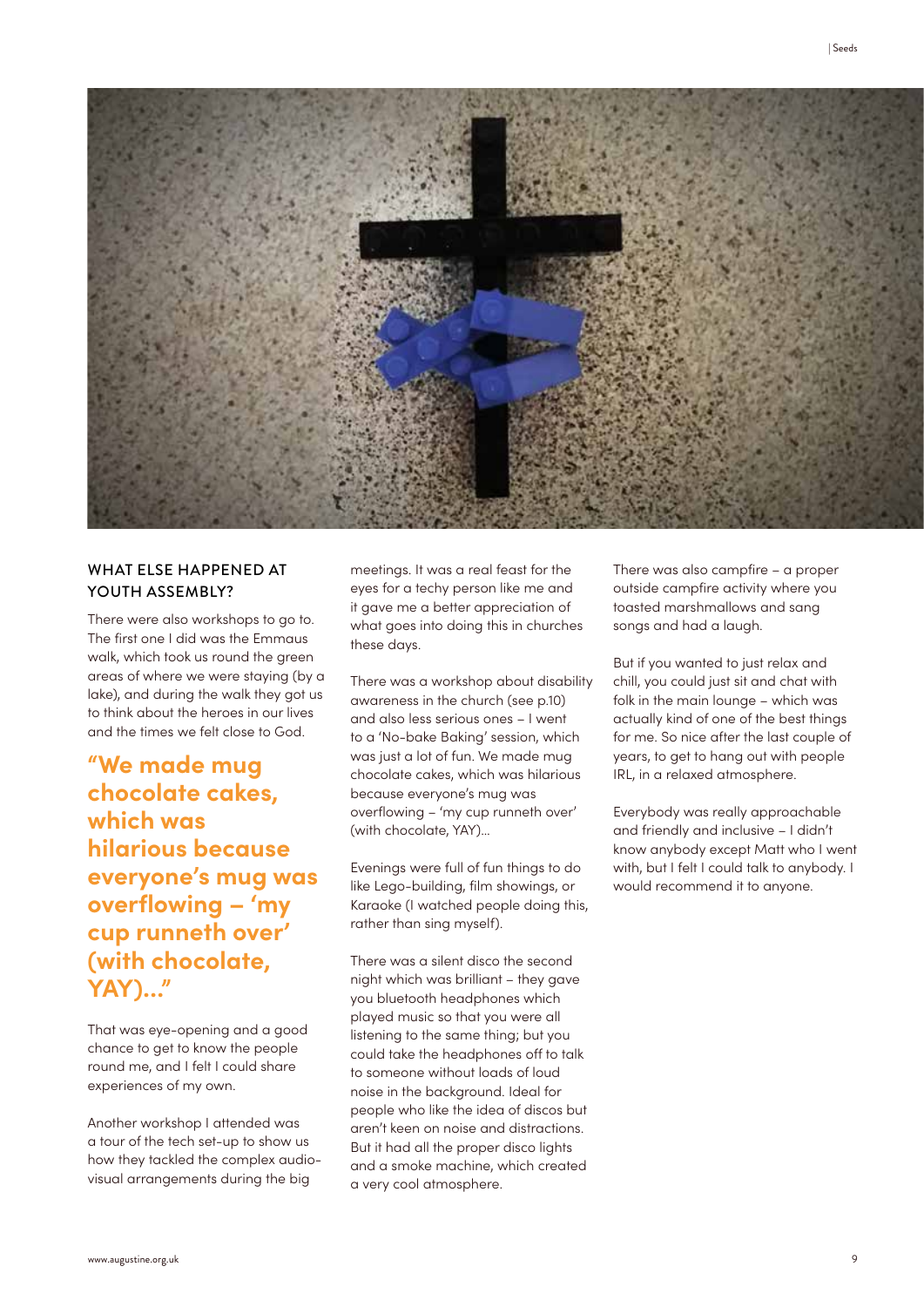## WHAT ELSE HAPPENED AT YOUTH ASSEMBLY?

There were also workshops to go to. The first one I did was the Emmaus walk, which took us round the green areas of where we were staying (by a lake), and during the walk they got us to think about the heroes in our lives and the times we felt close to God.

**"We made mug chocolate cakes, which was hilarious because everyone's mug was overflowing – 'my cup runneth over' (with chocolate, YAY)…"**

That was eye-opening and a good chance to get to know the people round me, and I felt I could share experiences of my own.

Another workshop I attended was a tour of the tech set-up to show us how they tackled the complex audio-visual arrangements during the big meetings. It was a real feast for the eyes for a techy person like me and it gave me a better appreciation of what goes into doing this in churches these days.

There was a workshop about disability awareness in the church (see p.10) and also less serious ones – I went to a 'No-bake Baking' session, which was just a lot of fun. We made mug chocolate cakes, which was hilarious because everyone's mug was overflowing – 'my cup runneth over' (with chocolate, YAY)…

Evenings were full of fun things to do like Lego-building, film showings, or Karaoke (I watched people doing this, rather than sing myself).

There was a silent disco the second night which was brilliant – they gave you bluetooth headphones which played music so that you were all listening to the same thing; but you could take the headphones off to talk to someone without loads of loud noise in the background. Ideal for people who like the idea of discos but aren't keen on noise and distractions. But it had all the proper disco lights and a smoke machine, which created a very cool atmosphere.

There was also campfire – a proper outside campfire activity where you toasted marshmallows and sang songs and had a laugh.

But if you wanted to just relax and chill, you could just sit and chat with folk in the main lounge – which was actually kind of one of the best things for me. So nice after the last couple of years, to get to hang out with people IRL, in a relaxed atmosphere.

Everybody was really approachable and friendly and inclusive – I didn't know anybody except Matt who I went with, but I felt I could talk to anybody. I would recommend it to anyone.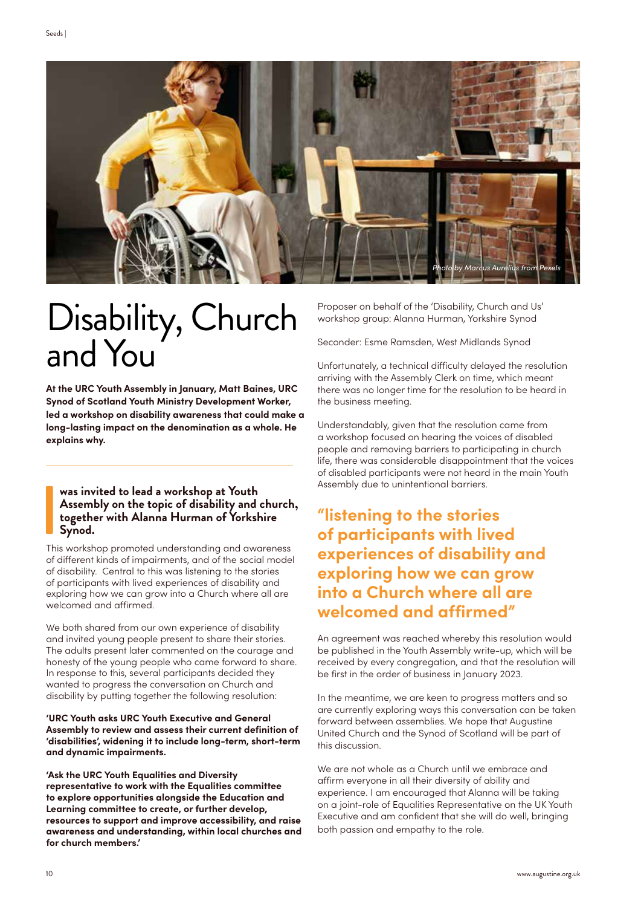Photo by Marcus Aurelius from Pexels

# Disability, Church and You

**At the URC Youth Assembly in January, Matt Baines, URC Synod of Scotland Youth Ministry Development Worker, led a workshop on disability awareness that could make a long-lasting impact on the denomination as a whole. He explains why.**

**I was invited to lead a workshop at Youth Assembly on the topic of disability and church, together with Alanna Hurman of Yorkshire Synod.**

This workshop promoted understanding and awareness of different kinds of impairments, and of the social model of disability. Central to this was listening to the stories of participants with lived experiences of disability and exploring how we can grow into a Church where all are welcomed and affirmed.

We both shared from our own experience of disability and invited young people present to share their stories. The adults present later commented on the courage and honesty of the young people who came forward to share. In response to this, several participants decided they wanted to progress the conversation on Church and disability by putting together the following resolution:

**'URC Youth asks URC Youth Executive and General Assembly to review and assess their current definition of 'disabilities', widening it to include long-term, short-term and dynamic impairments.**

**'Ask the URC Youth Equalities and Diversity representative to work with the Equalities committee to explore opportunities alongside the Education and Learning committee to create, or further develop, resources to support and improve accessibility, and raise awareness and understanding, within local churches and for church members.'**

Proposer on behalf of the 'Disability, Church and Us' workshop group: Alanna Hurman, Yorkshire Synod

Seconder: Esme Ramsden, West Midlands Synod

Unfortunately, a technical difficulty delayed the resolution arriving with the Assembly Clerk on time, which meant there was no longer time for the resolution to be heard in the business meeting.

Understandably, given that the resolution came from a workshop focused on hearing the voices of disabled people and removing barriers to participating in church life, there was considerable disappointment that the voices of disabled participants were not heard in the main Youth Assembly due to unintentional barriers.

> **"listening to the stories of participants with lived experiences of disability and exploring how we can grow into a Church where all are welcomed and affirmed"**

An agreement was reached whereby this resolution would be published in the Youth Assembly write-up, which will be received by every congregation, and that the resolution will be first in the order of business in January 2023.

In the meantime, we are keen to progress matters and so are currently exploring ways this conversation can be taken forward between assemblies. We hope that Augustine United Church and the Synod of Scotland will be part of this discussion.

We are not whole as a Church until we embrace and affirm everyone in all their diversity of ability and experience. I am encouraged that Alanna will be taking on a joint-role of Equalities Representative on the UK Youth Executive and am confident that she will do well, bringing both passion and empathy to the role.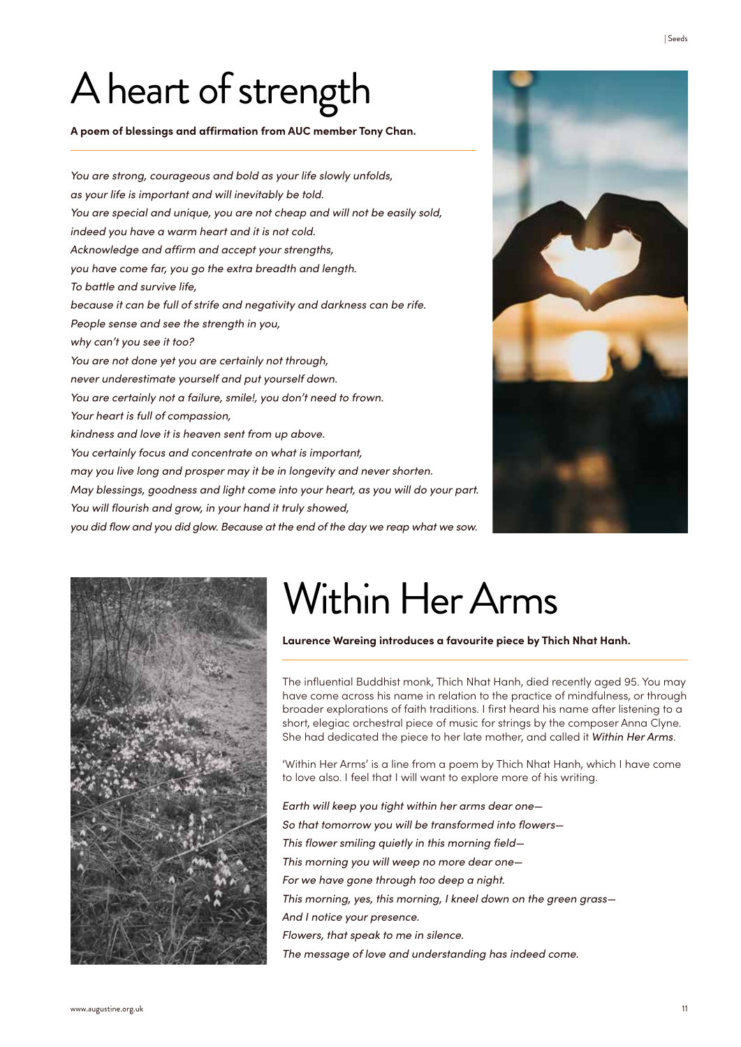# A heart of strength

**A poem of blessings and affirmation from AUC member Tony Chan.**

*You are strong, courageous and bold as your life slowly unfolds,*
*as your life is important and will inevitably be told.*
*You are special and unique, you are not cheap and will not be easily sold,*
*indeed you have a warm heart and it is not cold.*
*Acknowledge and affirm and accept your strengths,*
*you have come far, you go the extra breadth and length.*
*To battle and survive life,*
*because it can be full of strife and negativity and darkness can be rife.*
*People sense and see the strength in you,*
*why can't you see it too?*
*You are not done yet you are certainly not through,*
*never underestimate yourself and put yourself down.*
*You are certainly not a failure, smile!, you don't need to frown.*
*Your heart is full of compassion,*
*kindness and love it is heaven sent from up above.*
*You certainly focus and concentrate on what is important,*
*may you live long and prosper may it be in longevity and never shorten.*
*May blessings, goodness and light come into your heart, as you will do your part.*
*You will flourish and grow, in your hand it truly showed,*
*you did flow and you did glow. Because at the end of the day we reap what we sow.*

# Within Her Arms

**Laurence Wareing introduces a favourite piece by Thich Nhat Hanh.**

The influential Buddhist monk, Thich Nhat Hanh, died recently aged 95. You may have come across his name in relation to the practice of mindfulness, or through broader explorations of faith traditions. I first heard his name after listening to a short, elegiac orchestral piece of music for strings by the composer Anna Clyne. She had dedicated the piece to her late mother, and called it *Within Her Arms*.

'Within Her Arms' is a line from a poem by Thich Nhat Hanh, which I have come to love also. I feel that I will want to explore more of his writing.

*Earth will keep you tight within her arms dear one—*
*So that tomorrow you will be transformed into flowers—*
*This flower smiling quietly in this morning field—*
*This morning you will weep no more dear one—*
*For we have gone through too deep a night.*
*This morning, yes, this morning, I kneel down on the green grass—*
*And I notice your presence.*
*Flowers, that speak to me in silence.*
*The message of love and understanding has indeed come.*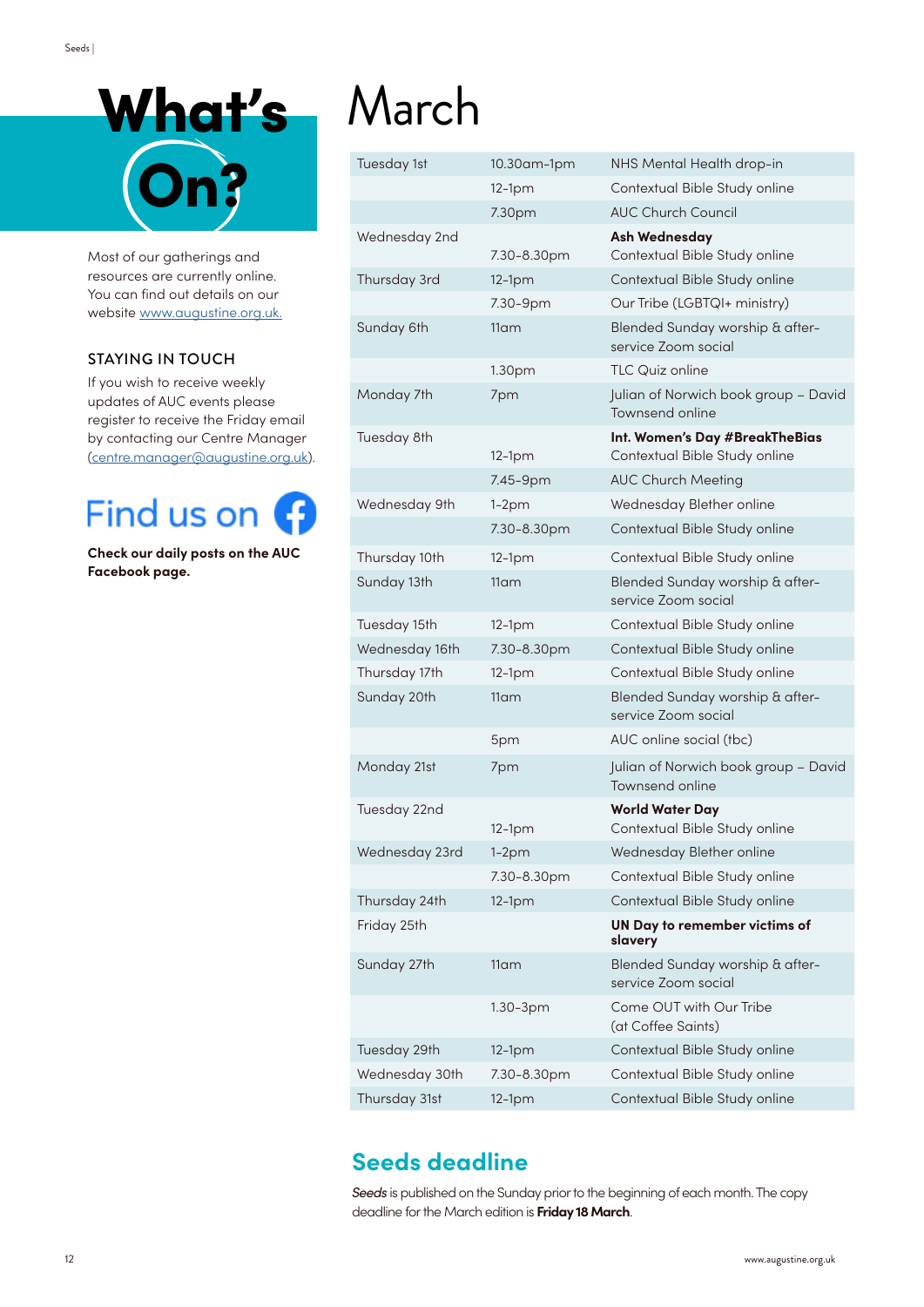# What's On?

Most of our gatherings and resources are currently online. You can find out details on our website www.augustine.org.uk.

### STAYING IN TOUCH

If you wish to receive weekly updates of AUC events please register to receive the Friday email by contacting our Centre Manager (centre.manager@augustine.org.uk).

Find us on

**Check our daily posts on the AUC Facebook page.**

# March

| | | |
|---|---|---|
| Tuesday 1st | 10.30am–1pm | NHS Mental Health drop-in |
| | 12–1pm | Contextual Bible Study online |
| | 7.30pm | AUC Church Council |
| Wednesday 2nd | | **Ash Wednesday** |
| | 7.30–8.30pm | Contextual Bible Study online |
| Thursday 3rd | 12–1pm | Contextual Bible Study online |
| | 7.30–9pm | Our Tribe (LGBTQI+ ministry) |
| Sunday 6th | 11am | Blended Sunday worship & after-service Zoom social |
| | 1.30pm | TLC Quiz online |
| Monday 7th | 7pm | Julian of Norwich book group – David Townsend online |
| Tuesday 8th | | **Int. Women's Day #BreakTheBias** |
| | 12–1pm | Contextual Bible Study online |
| | 7.45–9pm | AUC Church Meeting |
| Wednesday 9th | 1–2pm | Wednesday Blether online |
| | 7.30–8.30pm | Contextual Bible Study online |
| Thursday 10th | 12–1pm | Contextual Bible Study online |
| Sunday 13th | 11am | Blended Sunday worship & after-service Zoom social |
| Tuesday 15th | 12–1pm | Contextual Bible Study online |
| Wednesday 16th | 7.30–8.30pm | Contextual Bible Study online |
| Thursday 17th | 12–1pm | Contextual Bible Study online |
| Sunday 20th | 11am | Blended Sunday worship & after-service Zoom social |
| | 5pm | AUC online social (tbc) |
| Monday 21st | 7pm | Julian of Norwich book group – David Townsend online |
| Tuesday 22nd | | **World Water Day** |
| | 12–1pm | Contextual Bible Study online |
| Wednesday 23rd | 1–2pm | Wednesday Blether online |
| | 7.30–8.30pm | Contextual Bible Study online |
| Thursday 24th | 12–1pm | Contextual Bible Study online |
| Friday 25th | | **UN Day to remember victims of slavery** |
| Sunday 27th | 11am | Blended Sunday worship & after-service Zoom social |
| | 1.30–3pm | Come OUT with Our Tribe (at Coffee Saints) |
| Tuesday 29th | 12–1pm | Contextual Bible Study online |
| Wednesday 30th | 7.30–8.30pm | Contextual Bible Study online |
| Thursday 31st | 12–1pm | Contextual Bible Study online |

## Seeds deadline

*Seeds* is published on the Sunday prior to the beginning of each month. The copy deadline for the March edition is **Friday 18 March**.